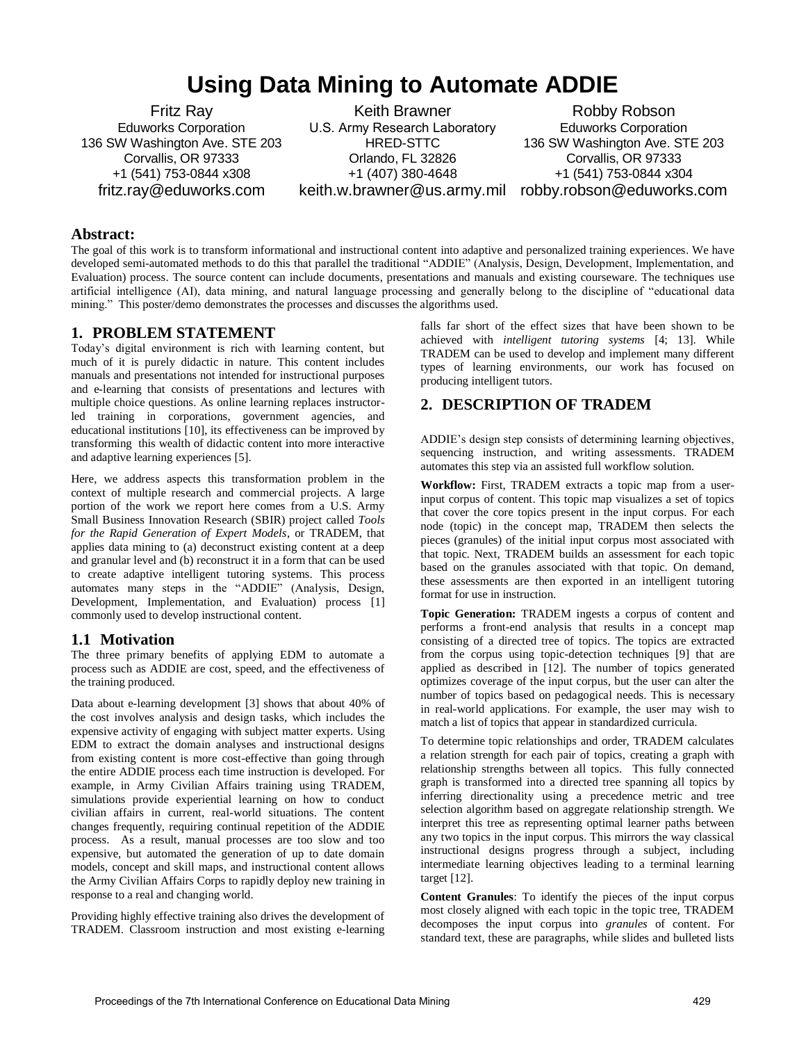# Using Data Mining to Automate ADDIE

Fritz Ray
Eduworks Corporation
136 SW Washington Ave. STE 203
Corvallis, OR 97333
+1 (541) 753-0844 x308
fritz.ray@eduworks.com

Keith Brawner
U.S. Army Research Laboratory
HRED-STTC
Orlando, FL 32826
+1 (407) 380-4648
keith.w.brawner@us.army.mil

Robby Robson
Eduworks Corporation
136 SW Washington Ave. STE 203
Corvallis, OR 97333
+1 (541) 753-0844 x304
robby.robson@eduworks.com

## Abstract:

The goal of this work is to transform informational and instructional content into adaptive and personalized training experiences. We have developed semi-automated methods to do this that parallel the traditional "ADDIE" (Analysis, Design, Development, Implementation, and Evaluation) process. The source content can include documents, presentations and manuals and existing courseware. The techniques use artificial intelligence (AI), data mining, and natural language processing and generally belong to the discipline of "educational data mining." This poster/demo demonstrates the processes and discusses the algorithms used.

## 1. PROBLEM STATEMENT

Today's digital environment is rich with learning content, but much of it is purely didactic in nature. This content includes manuals and presentations not intended for instructional purposes and e-learning that consists of presentations and lectures with multiple choice questions. As online learning replaces instructor-led training in corporations, government agencies, and educational institutions [10], its effectiveness can be improved by transforming this wealth of didactic content into more interactive and adaptive learning experiences [5].

Here, we address aspects this transformation problem in the context of multiple research and commercial projects. A large portion of the work we report here comes from a U.S. Army Small Business Innovation Research (SBIR) project called *Tools for the Rapid Generation of Expert Models*, or TRADEM, that applies data mining to (a) deconstruct existing content at a deep and granular level and (b) reconstruct it in a form that can be used to create adaptive intelligent tutoring systems. This process automates many steps in the "ADDIE" (Analysis, Design, Development, Implementation, and Evaluation) process [1] commonly used to develop instructional content.

### 1.1 Motivation

The three primary benefits of applying EDM to automate a process such as ADDIE are cost, speed, and the effectiveness of the training produced.

Data about e-learning development [3] shows that about 40% of the cost involves analysis and design tasks, which includes the expensive activity of engaging with subject matter experts. Using EDM to extract the domain analyses and instructional designs from existing content is more cost-effective than going through the entire ADDIE process each time instruction is developed. For example, in Army Civilian Affairs training using TRADEM, simulations provide experiential learning on how to conduct civilian affairs in current, real-world situations. The content changes frequently, requiring continual repetition of the ADDIE process. As a result, manual processes are too slow and too expensive, but automated the generation of up to date domain models, concept and skill maps, and instructional content allows the Army Civilian Affairs Corps to rapidly deploy new training in response to a real and changing world.

Providing highly effective training also drives the development of TRADEM. Classroom instruction and most existing e-learning falls far short of the effect sizes that have been shown to be achieved with *intelligent tutoring systems* [4; 13]. While TRADEM can be used to develop and implement many different types of learning environments, our work has focused on producing intelligent tutors.

## 2. DESCRIPTION OF TRADEM

ADDIE's design step consists of determining learning objectives, sequencing instruction, and writing assessments. TRADEM automates this step via an assisted full workflow solution.

**Workflow:** First, TRADEM extracts a topic map from a user-input corpus of content. This topic map visualizes a set of topics that cover the core topics present in the input corpus. For each node (topic) in the concept map, TRADEM then selects the pieces (granules) of the initial input corpus most associated with that topic. Next, TRADEM builds an assessment for each topic based on the granules associated with that topic. On demand, these assessments are then exported in an intelligent tutoring format for use in instruction.

**Topic Generation:** TRADEM ingests a corpus of content and performs a front-end analysis that results in a concept map consisting of a directed tree of topics. The topics are extracted from the corpus using topic-detection techniques [9] that are applied as described in [12]. The number of topics generated optimizes coverage of the input corpus, but the user can alter the number of topics based on pedagogical needs. This is necessary in real-world applications. For example, the user may wish to match a list of topics that appear in standardized curricula.

To determine topic relationships and order, TRADEM calculates a relation strength for each pair of topics, creating a graph with relationship strengths between all topics. This fully connected graph is transformed into a directed tree spanning all topics by inferring directionality using a precedence metric and tree selection algorithm based on aggregate relationship strength. We interpret this tree as representing optimal learner paths between any two topics in the input corpus. This mirrors the way classical instructional designs progress through a subject, including intermediate learning objectives leading to a terminal learning target [12].

**Content Granules**: To identify the pieces of the input corpus most closely aligned with each topic in the topic tree, TRADEM decomposes the input corpus into *granules* of content. For standard text, these are paragraphs, while slides and bulleted lists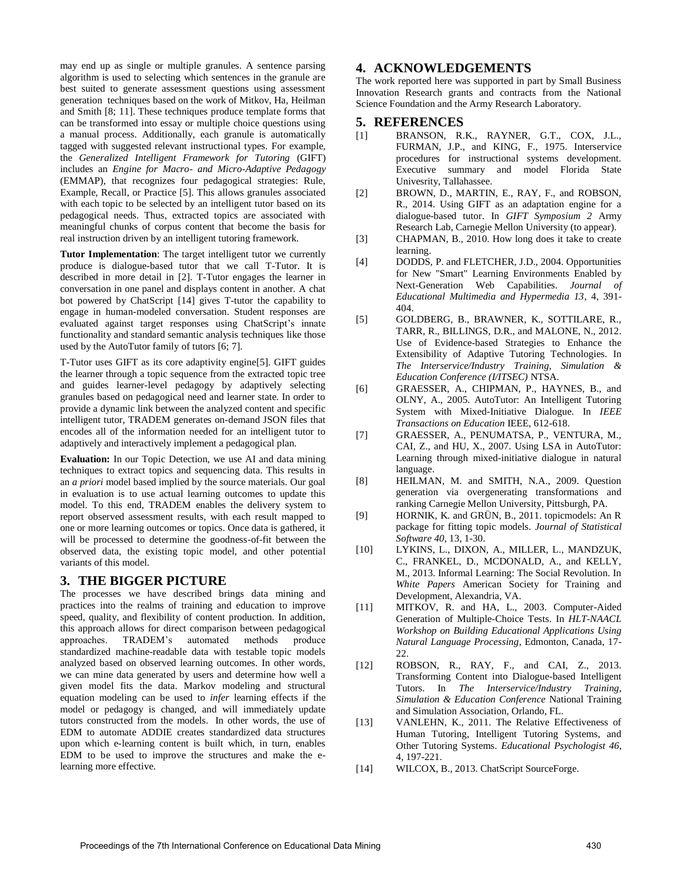may end up as single or multiple granules. A sentence parsing algorithm is used to selecting which sentences in the granule are best suited to generate assessment questions using assessment generation techniques based on the work of Mitkov, Ha, Heilman and Smith [8; 11]. These techniques produce template forms that can be transformed into essay or multiple choice questions using a manual process. Additionally, each granule is automatically tagged with suggested relevant instructional types. For example, the *Generalized Intelligent Framework for Tutoring* (GIFT) includes an *Engine for Macro- and Micro-Adaptive Pedagogy* (EMMAP), that recognizes four pedagogical strategies: Rule, Example, Recall, or Practice [5]. This allows granules associated with each topic to be selected by an intelligent tutor based on its pedagogical needs. Thus, extracted topics are associated with meaningful chunks of corpus content that become the basis for real instruction driven by an intelligent tutoring framework.

**Tutor Implementation**: The target intelligent tutor we currently produce is dialogue-based tutor that we call T-Tutor. It is described in more detail in [2]. T-Tutor engages the learner in conversation in one panel and displays content in another. A chat bot powered by ChatScript [14] gives T-tutor the capability to engage in human-modeled conversation. Student responses are evaluated against target responses using ChatScript's innate functionality and standard semantic analysis techniques like those used by the AutoTutor family of tutors [6; 7].

T-Tutor uses GIFT as its core adaptivity engine[5]. GIFT guides the learner through a topic sequence from the extracted topic tree and guides learner-level pedagogy by adaptively selecting granules based on pedagogical need and learner state. In order to provide a dynamic link between the analyzed content and specific intelligent tutor, TRADEM generates on-demand JSON files that encodes all of the information needed for an intelligent tutor to adaptively and interactively implement a pedagogical plan.

**Evaluation:** In our Topic Detection, we use AI and data mining techniques to extract topics and sequencing data. This results in an *a priori* model based implied by the source materials. Our goal in evaluation is to use actual learning outcomes to update this model. To this end, TRADEM enables the delivery system to report observed assessment results, with each result mapped to one or more learning outcomes or topics. Once data is gathered, it will be processed to determine the goodness-of-fit between the observed data, the existing topic model, and other potential variants of this model.

## 3. THE BIGGER PICTURE

The processes we have described brings data mining and practices into the realms of training and education to improve speed, quality, and flexibility of content production. In addition, this approach allows for direct comparison between pedagogical approaches. TRADEM's automated methods produce standardized machine-readable data with testable topic models analyzed based on observed learning outcomes. In other words, we can mine data generated by users and determine how well a given model fits the data. Markov modeling and structural equation modeling can be used to *infer* learning effects if the model or pedagogy is changed, and will immediately update tutors constructed from the models. In other words, the use of EDM to automate ADDIE creates standardized data structures upon which e-learning content is built which, in turn, enables EDM to be used to improve the structures and make the e-learning more effective.

## 4. ACKNOWLEDGEMENTS

The work reported here was supported in part by Small Business Innovation Research grants and contracts from the National Science Foundation and the Army Research Laboratory.

## 5. REFERENCES

[1] BRANSON, R.K., RAYNER, G.T., COX, J.L., FURMAN, J.P., and KING, F., 1975. Interservice procedures for instructional systems development. Executive summary and model Florida State Univesrity, Tallahassee.

[2] BROWN, D., MARTIN, E., RAY, F., and ROBSON, R., 2014. Using GIFT as an adaptation engine for a dialogue-based tutor. In *GIFT Symposium 2* Army Research Lab, Carnegie Mellon University (to appear).

[3] CHAPMAN, B., 2010. How long does it take to create learning.

[4] DODDS, P. and FLETCHER, J.D., 2004. Opportunities for New "Smart" Learning Environments Enabled by Next-Generation Web Capabilities. *Journal of Educational Multimedia and Hypermedia 13*, 4, 391-404.

[5] GOLDBERG, B., BRAWNER, K., SOTTILARE, R., TARR, R., BILLINGS, D.R., and MALONE, N., 2012. Use of Evidence-based Strategies to Enhance the Extensibility of Adaptive Tutoring Technologies. In *The Interservice/Industry Training, Simulation & Education Conference (I/ITSEC)* NTSA.

[6] GRAESSER, A., CHIPMAN, P., HAYNES, B., and OLNY, A., 2005. AutoTutor: An Intelligent Tutoring System with Mixed-Initiative Dialogue. In *IEEE Transactions on Education* IEEE, 612-618.

[7] GRAESSER, A., PENUMATSA, P., VENTURA, M., CAI, Z., and HU, X., 2007. Using LSA in AutoTutor: Learning through mixed-initiative dialogue in natural language.

[8] HEILMAN, M. and SMITH, N.A., 2009. Question generation via overgenerating transformations and ranking Carnegie Mellon University, Pittsburgh, PA.

[9] HORNIK, K. and GRÜN, B., 2011. topicmodels: An R package for fitting topic models. *Journal of Statistical Software 40*, 13, 1-30.

[10] LYKINS, L., DIXON, A., MILLER, L., MANDZUK, C., FRANKEL, D., MCDONALD, A., and KELLY, M., 2013. Informal Learning: The Social Revolution. In *White Papers* American Society for Training and Development, Alexandria, VA.

[11] MITKOV, R. and HA, L., 2003. Computer-Aided Generation of Multiple-Choice Tests. In *HLT-NAACL Workshop on Building Educational Applications Using Natural Language Processing*, Edmonton, Canada, 17-22.

[12] ROBSON, R., RAY, F., and CAI, Z., 2013. Transforming Content into Dialogue-based Intelligent Tutors. In *The Interservice/Industry Training, Simulation & Education Conference* National Training and Simulation Association, Orlando, FL.

[13] VANLEHN, K., 2011. The Relative Effectiveness of Human Tutoring, Intelligent Tutoring Systems, and Other Tutoring Systems. *Educational Psychologist 46*, 4, 197-221.

[14] WILCOX, B., 2013. ChatScript SourceForge.